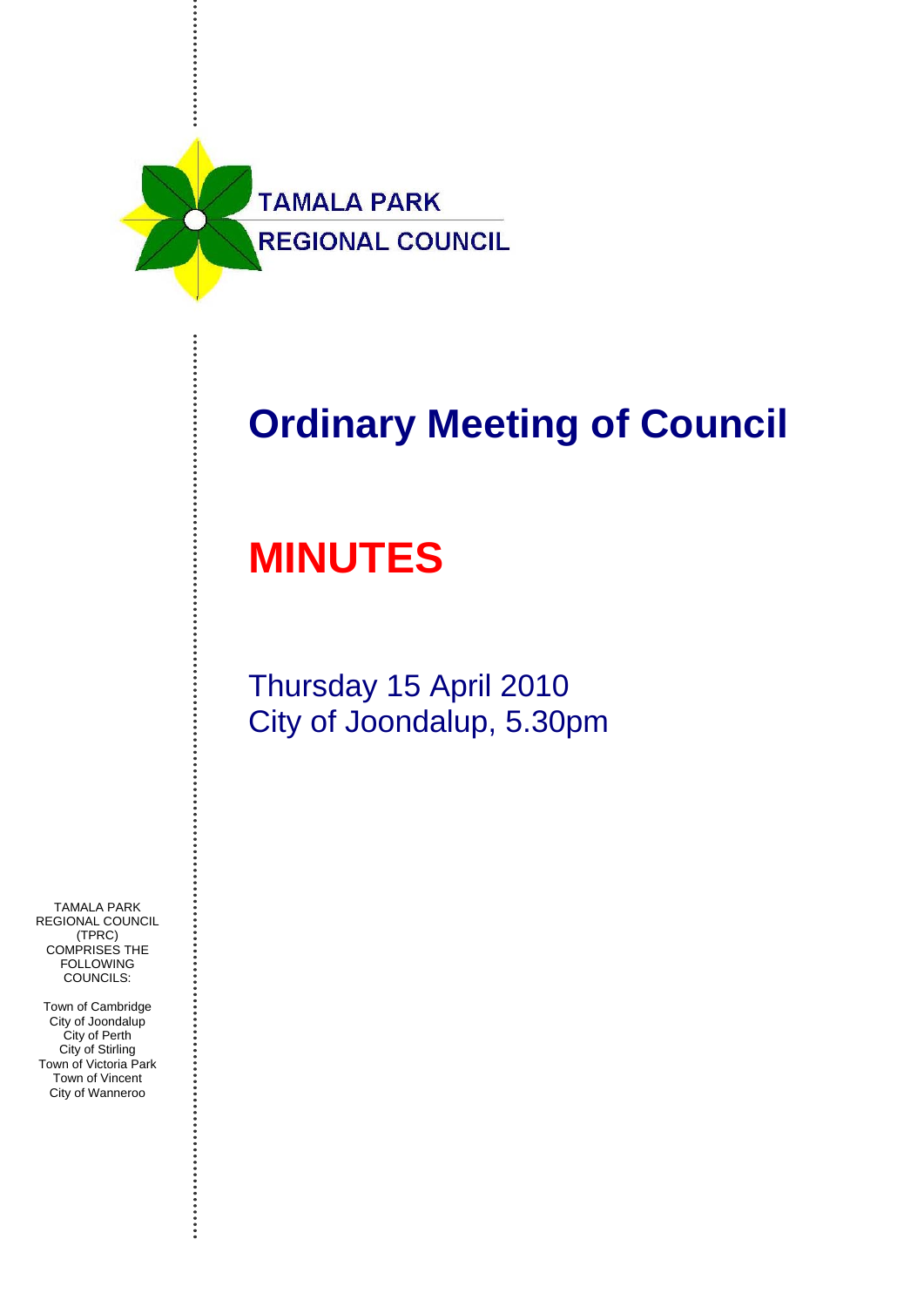TAMALA PARK
REGIONAL COUNCIL

# Ordinary Meeting of Council

# MINUTES

Thursday 15 April 2010
City of Joondalup, 5.30pm

TAMALA PARK REGIONAL COUNCIL (TPRC) COMPRISES THE FOLLOWING COUNCILS:

Town of Cambridge
City of Joondalup
City of Perth
City of Stirling
Town of Victoria Park
Town of Vincent
City of Wanneroo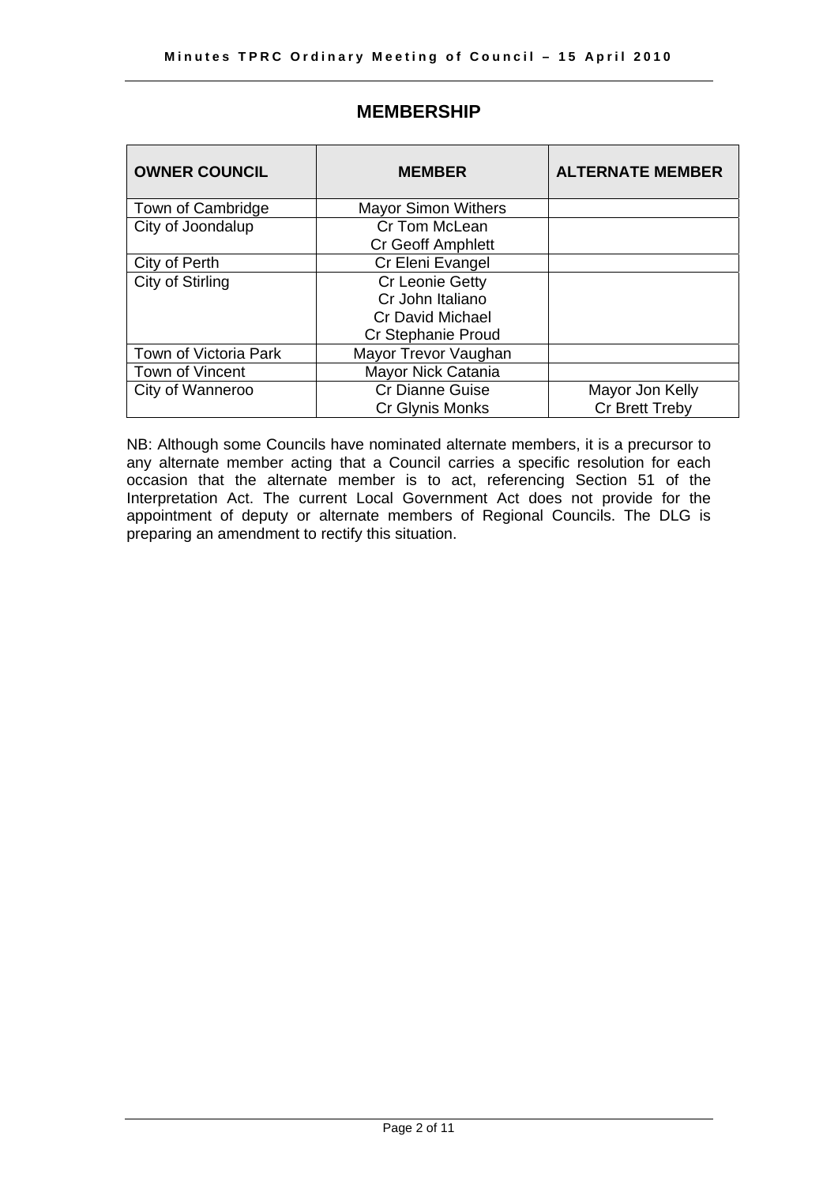## MEMBERSHIP

| OWNER COUNCIL | MEMBER | ALTERNATE MEMBER |
|---|---|---|
| Town of Cambridge | Mayor Simon Withers | |
| City of Joondalup | Cr Tom McLean<br>Cr Geoff Amphlett | |
| City of Perth | Cr Eleni Evangel | |
| City of Stirling | Cr Leonie Getty<br>Cr John Italiano<br>Cr David Michael<br>Cr Stephanie Proud | |
| Town of Victoria Park | Mayor Trevor Vaughan | |
| Town of Vincent | Mayor Nick Catania | |
| City of Wanneroo | Cr Dianne Guise<br>Cr Glynis Monks | Mayor Jon Kelly<br>Cr Brett Treby |

NB: Although some Councils have nominated alternate members, it is a precursor to any alternate member acting that a Council carries a specific resolution for each occasion that the alternate member is to act, referencing Section 51 of the Interpretation Act. The current Local Government Act does not provide for the appointment of deputy or alternate members of Regional Councils. The DLG is preparing an amendment to rectify this situation.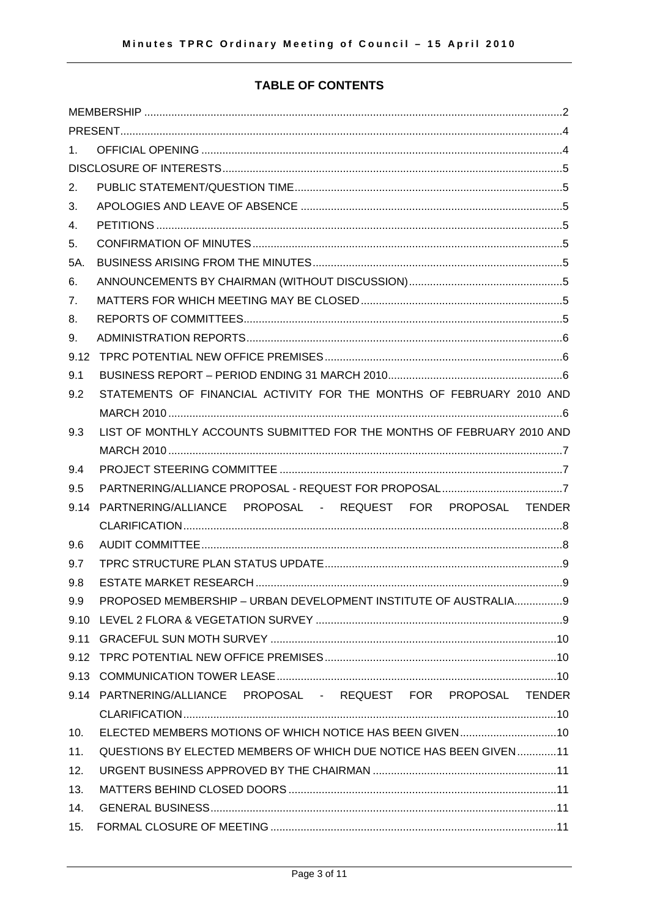## TABLE OF CONTENTS

| | | |
|---|---|---|
| MEMBERSHIP | | 2 |
| PRESENT | | 4 |
| 1. | OFFICIAL OPENING | 4 |
| DISCLOSURE OF INTERESTS | | 5 |
| 2. | PUBLIC STATEMENT/QUESTION TIME | 5 |
| 3. | APOLOGIES AND LEAVE OF ABSENCE | 5 |
| 4. | PETITIONS | 5 |
| 5. | CONFIRMATION OF MINUTES | 5 |
| 5A. | BUSINESS ARISING FROM THE MINUTES | 5 |
| 6. | ANNOUNCEMENTS BY CHAIRMAN (WITHOUT DISCUSSION) | 5 |
| 7. | MATTERS FOR WHICH MEETING MAY BE CLOSED | 5 |
| 8. | REPORTS OF COMMITTEES | 5 |
| 9. | ADMINISTRATION REPORTS | 6 |
| 9.12 | TPRC POTENTIAL NEW OFFICE PREMISES | 6 |
| 9.1 | BUSINESS REPORT – PERIOD ENDING 31 MARCH 2010 | 6 |
| 9.2 | STATEMENTS OF FINANCIAL ACTIVITY FOR THE MONTHS OF FEBRUARY 2010 AND MARCH 2010 | 6 |
| 9.3 | LIST OF MONTHLY ACCOUNTS SUBMITTED FOR THE MONTHS OF FEBRUARY 2010 AND MARCH 2010 | 7 |
| 9.4 | PROJECT STEERING COMMITTEE | 7 |
| 9.5 | PARTNERING/ALLIANCE PROPOSAL - REQUEST FOR PROPOSAL | 7 |
| 9.14 | PARTNERING/ALLIANCE PROPOSAL - REQUEST FOR PROPOSAL TENDER CLARIFICATION | 8 |
| 9.6 | AUDIT COMMITTEE | 8 |
| 9.7 | TPRC STRUCTURE PLAN STATUS UPDATE | 9 |
| 9.8 | ESTATE MARKET RESEARCH | 9 |
| 9.9 | PROPOSED MEMBERSHIP – URBAN DEVELOPMENT INSTITUTE OF AUSTRALIA | 9 |
| 9.10 | LEVEL 2 FLORA & VEGETATION SURVEY | 9 |
| 9.11 | GRACEFUL SUN MOTH SURVEY | 10 |
| 9.12 | TPRC POTENTIAL NEW OFFICE PREMISES | 10 |
| 9.13 | COMMUNICATION TOWER LEASE | 10 |
| 9.14 | PARTNERING/ALLIANCE PROPOSAL - REQUEST FOR PROPOSAL TENDER CLARIFICATION | 10 |
| 10. | ELECTED MEMBERS MOTIONS OF WHICH NOTICE HAS BEEN GIVEN | 10 |
| 11. | QUESTIONS BY ELECTED MEMBERS OF WHICH DUE NOTICE HAS BEEN GIVEN | 11 |
| 12. | URGENT BUSINESS APPROVED BY THE CHAIRMAN | 11 |
| 13. | MATTERS BEHIND CLOSED DOORS | 11 |
| 14. | GENERAL BUSINESS | 11 |
| 15. | FORMAL CLOSURE OF MEETING | 11 |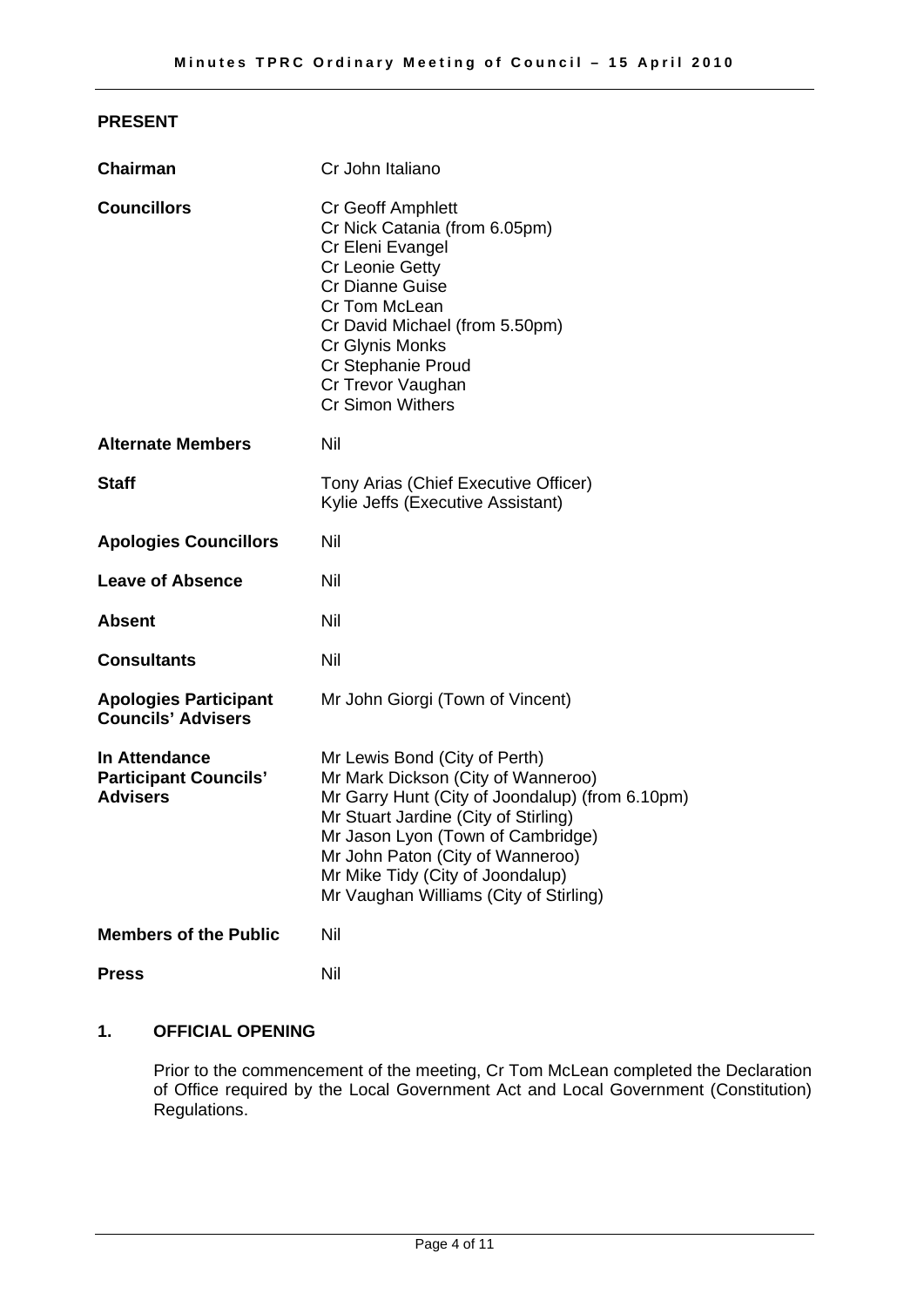## PRESENT

| | |
|---|---|
| **Chairman** | Cr John Italiano |
| **Councillors** | Cr Geoff Amphlett<br>Cr Nick Catania (from 6.05pm)<br>Cr Eleni Evangel<br>Cr Leonie Getty<br>Cr Dianne Guise<br>Cr Tom McLean<br>Cr David Michael (from 5.50pm)<br>Cr Glynis Monks<br>Cr Stephanie Proud<br>Cr Trevor Vaughan<br>Cr Simon Withers |
| **Alternate Members** | Nil |
| **Staff** | Tony Arias (Chief Executive Officer)<br>Kylie Jeffs (Executive Assistant) |
| **Apologies Councillors** | Nil |
| **Leave of Absence** | Nil |
| **Absent** | Nil |
| **Consultants** | Nil |
| **Apologies Participant Councils' Advisers** | Mr John Giorgi (Town of Vincent) |
| **In Attendance Participant Councils' Advisers** | Mr Lewis Bond (City of Perth)<br>Mr Mark Dickson (City of Wanneroo)<br>Mr Garry Hunt (City of Joondalup) (from 6.10pm)<br>Mr Stuart Jardine (City of Stirling)<br>Mr Jason Lyon (Town of Cambridge)<br>Mr John Paton (City of Wanneroo)<br>Mr Mike Tidy (City of Joondalup)<br>Mr Vaughan Williams (City of Stirling) |
| **Members of the Public** | Nil |
| **Press** | Nil |

## 1. OFFICIAL OPENING

Prior to the commencement of the meeting, Cr Tom McLean completed the Declaration of Office required by the Local Government Act and Local Government (Constitution) Regulations.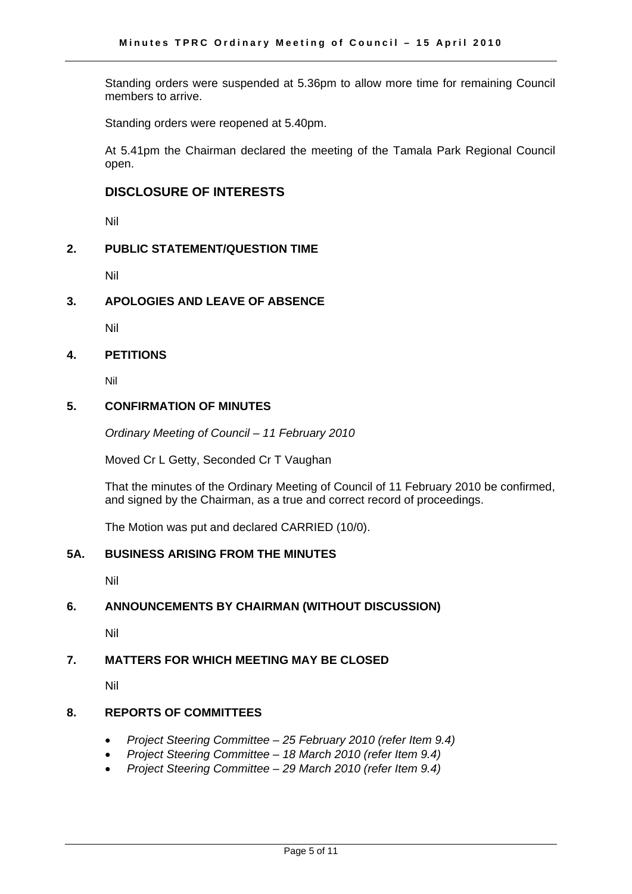Standing orders were suspended at 5.36pm to allow more time for remaining Council members to arrive.

Standing orders were reopened at 5.40pm.

At 5.41pm the Chairman declared the meeting of the Tamala Park Regional Council open.

## DISCLOSURE OF INTERESTS

Nil

## 2. PUBLIC STATEMENT/QUESTION TIME

Nil

## 3. APOLOGIES AND LEAVE OF ABSENCE

Nil

## 4. PETITIONS

Nil

## 5. CONFIRMATION OF MINUTES

*Ordinary Meeting of Council – 11 February 2010*

Moved Cr L Getty, Seconded Cr T Vaughan

That the minutes of the Ordinary Meeting of Council of 11 February 2010 be confirmed, and signed by the Chairman, as a true and correct record of proceedings.

The Motion was put and declared CARRIED (10/0).

## 5A. BUSINESS ARISING FROM THE MINUTES

Nil

## 6. ANNOUNCEMENTS BY CHAIRMAN (WITHOUT DISCUSSION)

Nil

## 7. MATTERS FOR WHICH MEETING MAY BE CLOSED

Nil

## 8. REPORTS OF COMMITTEES

- *Project Steering Committee – 25 February 2010 (refer Item 9.4)*
- *Project Steering Committee – 18 March 2010 (refer Item 9.4)*
- *Project Steering Committee – 29 March 2010 (refer Item 9.4)*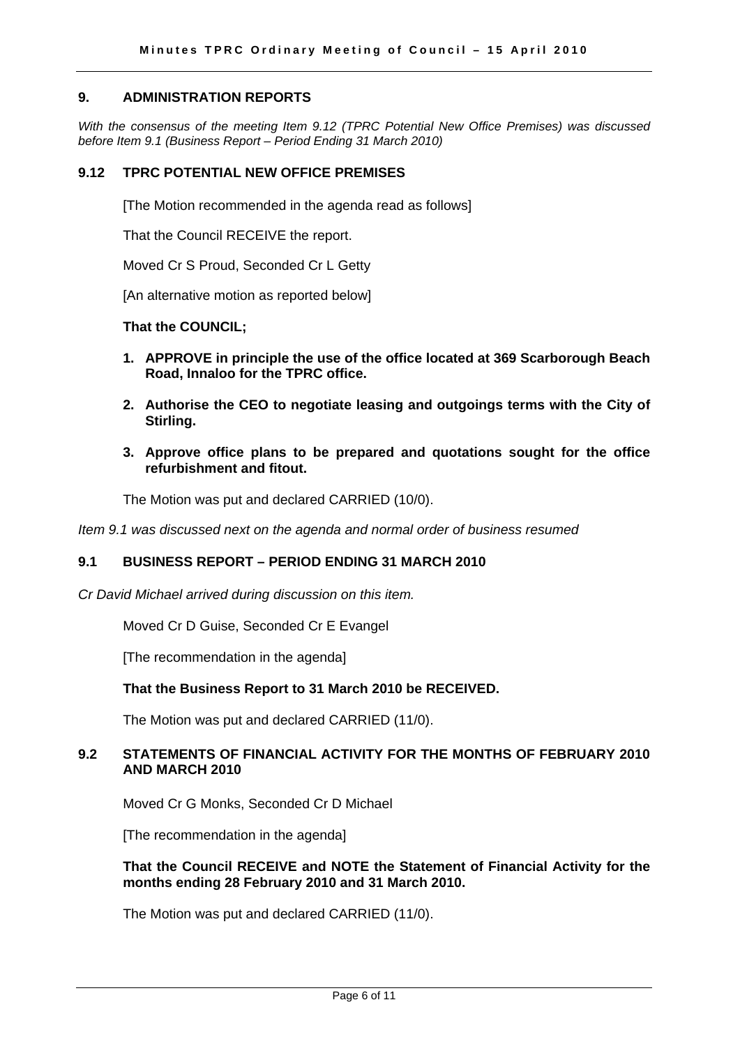## 9. ADMINISTRATION REPORTS

*With the consensus of the meeting Item 9.12 (TPRC Potential New Office Premises) was discussed before Item 9.1 (Business Report – Period Ending 31 March 2010)*

### 9.12 TPRC POTENTIAL NEW OFFICE PREMISES

[The Motion recommended in the agenda read as follows]

That the Council RECEIVE the report.

Moved Cr S Proud, Seconded Cr L Getty

[An alternative motion as reported below]

**That the COUNCIL;**

1. **APPROVE in principle the use of the office located at 369 Scarborough Beach Road, Innaloo for the TPRC office.**
2. **Authorise the CEO to negotiate leasing and outgoings terms with the City of Stirling.**
3. **Approve office plans to be prepared and quotations sought for the office refurbishment and fitout.**

The Motion was put and declared CARRIED (10/0).

*Item 9.1 was discussed next on the agenda and normal order of business resumed*

### 9.1 BUSINESS REPORT – PERIOD ENDING 31 MARCH 2010

*Cr David Michael arrived during discussion on this item.*

Moved Cr D Guise, Seconded Cr E Evangel

[The recommendation in the agenda]

**That the Business Report to 31 March 2010 be RECEIVED.**

The Motion was put and declared CARRIED (11/0).

### 9.2 STATEMENTS OF FINANCIAL ACTIVITY FOR THE MONTHS OF FEBRUARY 2010 AND MARCH 2010

Moved Cr G Monks, Seconded Cr D Michael

[The recommendation in the agenda]

**That the Council RECEIVE and NOTE the Statement of Financial Activity for the months ending 28 February 2010 and 31 March 2010.**

The Motion was put and declared CARRIED (11/0).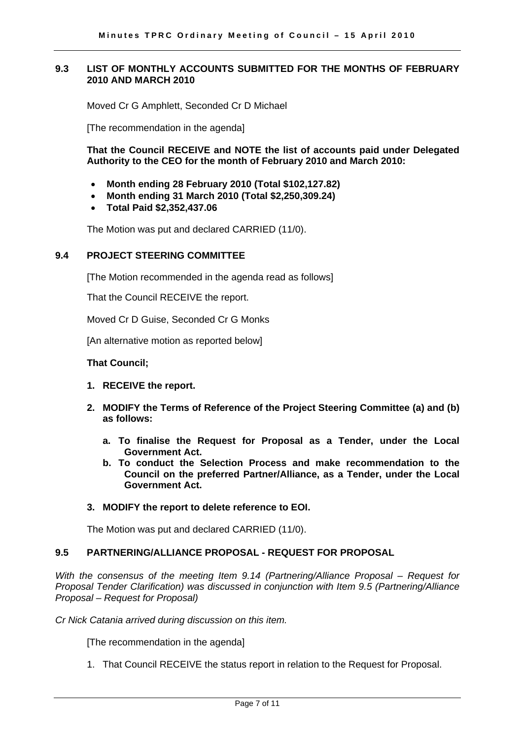### 9.3 LIST OF MONTHLY ACCOUNTS SUBMITTED FOR THE MONTHS OF FEBRUARY 2010 AND MARCH 2010

Moved Cr G Amphlett, Seconded Cr D Michael

[The recommendation in the agenda]

**That the Council RECEIVE and NOTE the list of accounts paid under Delegated Authority to the CEO for the month of February 2010 and March 2010:**

- **Month ending 28 February 2010 (Total $102,127.82)**
- **Month ending 31 March 2010 (Total $2,250,309.24)**
- **Total Paid $2,352,437.06**

The Motion was put and declared CARRIED (11/0).

### 9.4 PROJECT STEERING COMMITTEE

[The Motion recommended in the agenda read as follows]

That the Council RECEIVE the report.

Moved Cr D Guise, Seconded Cr G Monks

[An alternative motion as reported below]

**That Council;**

1. **RECEIVE the report.**
2. **MODIFY the Terms of Reference of the Project Steering Committee (a) and (b) as follows:**
   a. **To finalise the Request for Proposal as a Tender, under the Local Government Act.**
   b. **To conduct the Selection Process and make recommendation to the Council on the preferred Partner/Alliance, as a Tender, under the Local Government Act.**
3. **MODIFY the report to delete reference to EOI.**

The Motion was put and declared CARRIED (11/0).

### 9.5 PARTNERING/ALLIANCE PROPOSAL - REQUEST FOR PROPOSAL

*With the consensus of the meeting Item 9.14 (Partnering/Alliance Proposal – Request for Proposal Tender Clarification) was discussed in conjunction with Item 9.5 (Partnering/Alliance Proposal – Request for Proposal)*

*Cr Nick Catania arrived during discussion on this item.*

[The recommendation in the agenda]

1. That Council RECEIVE the status report in relation to the Request for Proposal.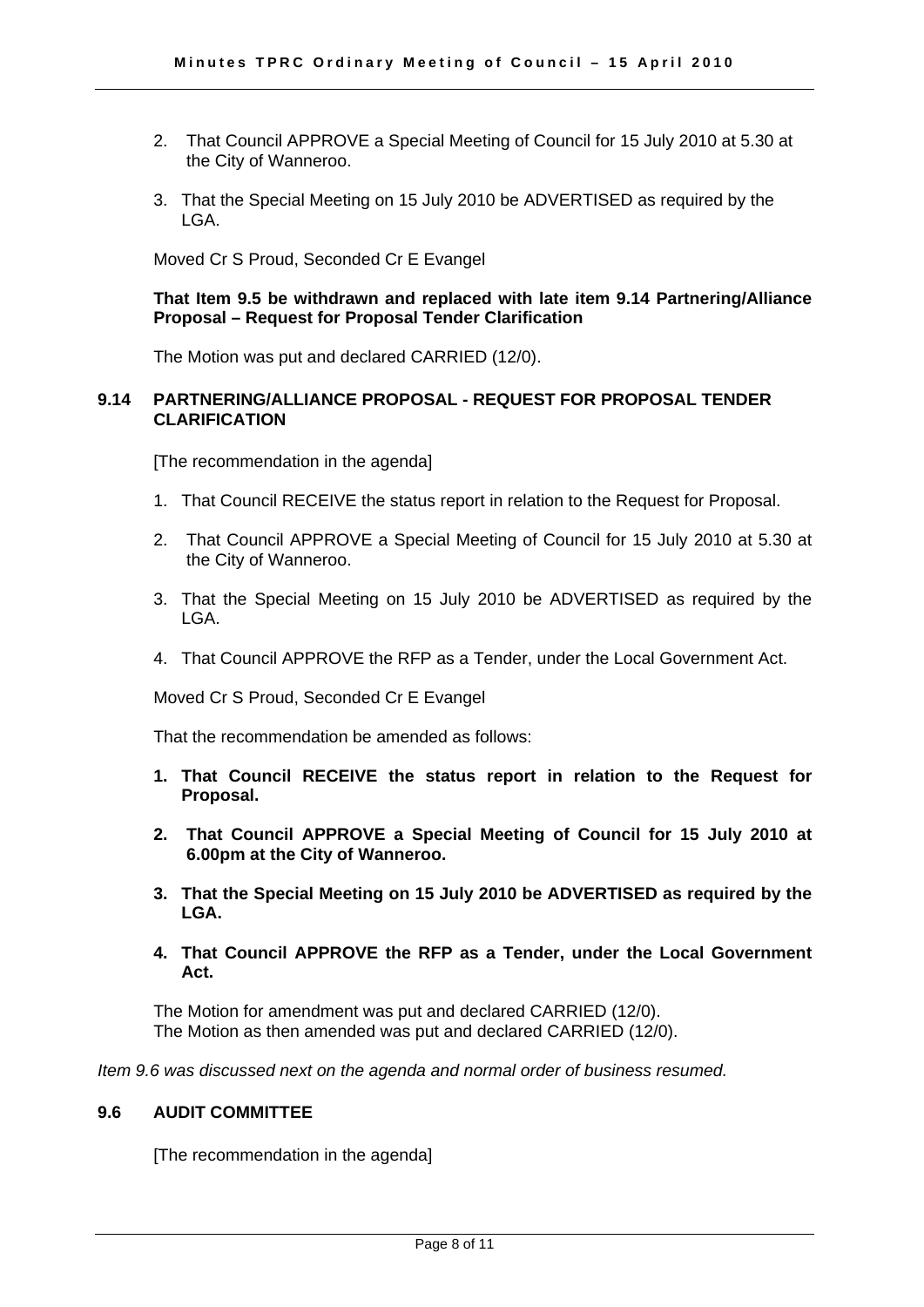2. That Council APPROVE a Special Meeting of Council for 15 July 2010 at 5.30 at the City of Wanneroo.

3. That the Special Meeting on 15 July 2010 be ADVERTISED as required by the LGA.

Moved Cr S Proud, Seconded Cr E Evangel

**That Item 9.5 be withdrawn and replaced with late item 9.14 Partnering/Alliance Proposal – Request for Proposal Tender Clarification**

The Motion was put and declared CARRIED (12/0).

### 9.14 PARTNERING/ALLIANCE PROPOSAL - REQUEST FOR PROPOSAL TENDER CLARIFICATION

[The recommendation in the agenda]

1. That Council RECEIVE the status report in relation to the Request for Proposal.
2. That Council APPROVE a Special Meeting of Council for 15 July 2010 at 5.30 at the City of Wanneroo.
3. That the Special Meeting on 15 July 2010 be ADVERTISED as required by the LGA.
4. That Council APPROVE the RFP as a Tender, under the Local Government Act.

Moved Cr S Proud, Seconded Cr E Evangel

That the recommendation be amended as follows:

1. **That Council RECEIVE the status report in relation to the Request for Proposal.**
2. **That Council APPROVE a Special Meeting of Council for 15 July 2010 at 6.00pm at the City of Wanneroo.**
3. **That the Special Meeting on 15 July 2010 be ADVERTISED as required by the LGA.**
4. **That Council APPROVE the RFP as a Tender, under the Local Government Act.**

The Motion for amendment was put and declared CARRIED (12/0).
The Motion as then amended was put and declared CARRIED (12/0).

*Item 9.6 was discussed next on the agenda and normal order of business resumed.*

### 9.6 AUDIT COMMITTEE

[The recommendation in the agenda]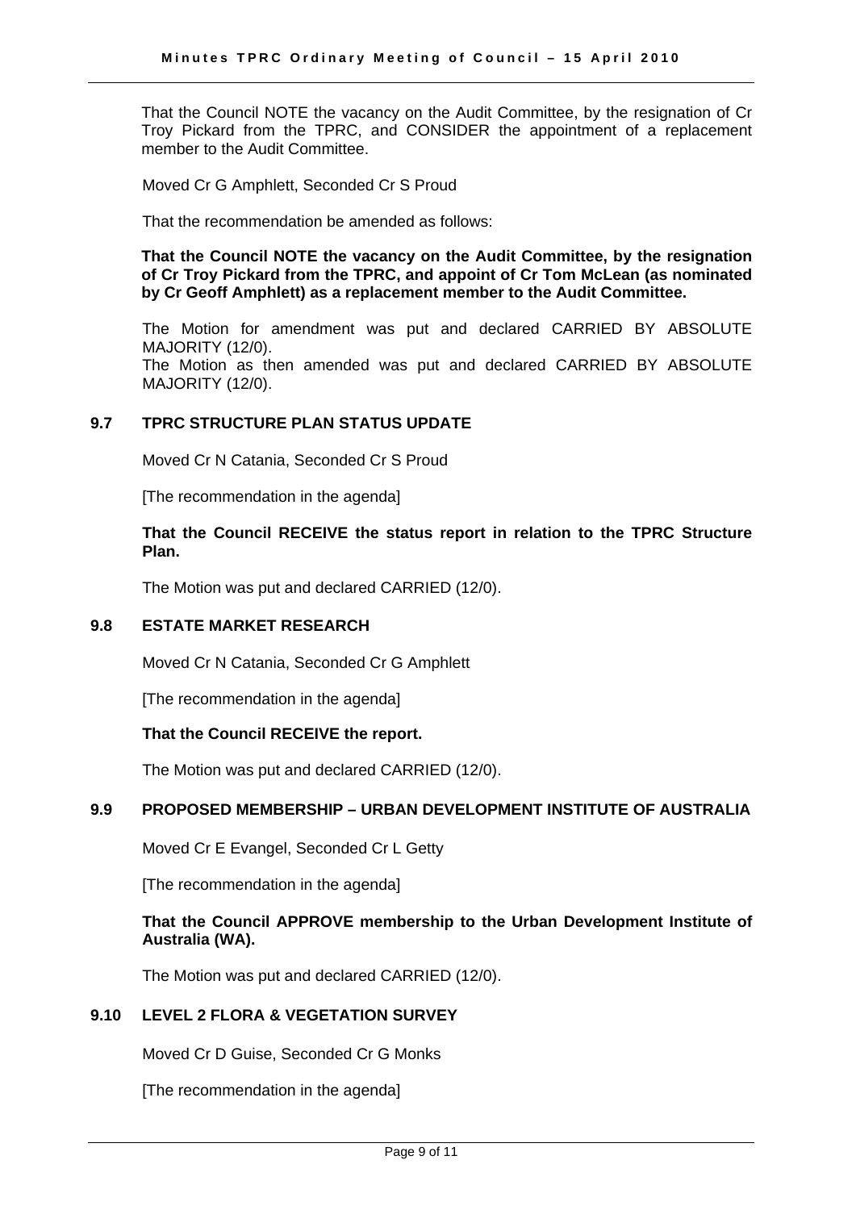That the Council NOTE the vacancy on the Audit Committee, by the resignation of Cr Troy Pickard from the TPRC, and CONSIDER the appointment of a replacement member to the Audit Committee.

Moved Cr G Amphlett, Seconded Cr S Proud

That the recommendation be amended as follows:

**That the Council NOTE the vacancy on the Audit Committee, by the resignation of Cr Troy Pickard from the TPRC, and appoint of Cr Tom McLean (as nominated by Cr Geoff Amphlett) as a replacement member to the Audit Committee.**

The Motion for amendment was put and declared CARRIED BY ABSOLUTE MAJORITY (12/0).
The Motion as then amended was put and declared CARRIED BY ABSOLUTE MAJORITY (12/0).

### 9.7 TPRC STRUCTURE PLAN STATUS UPDATE

Moved Cr N Catania, Seconded Cr S Proud

[The recommendation in the agenda]

**That the Council RECEIVE the status report in relation to the TPRC Structure Plan.**

The Motion was put and declared CARRIED (12/0).

### 9.8 ESTATE MARKET RESEARCH

Moved Cr N Catania, Seconded Cr G Amphlett

[The recommendation in the agenda]

**That the Council RECEIVE the report.**

The Motion was put and declared CARRIED (12/0).

### 9.9 PROPOSED MEMBERSHIP – URBAN DEVELOPMENT INSTITUTE OF AUSTRALIA

Moved Cr E Evangel, Seconded Cr L Getty

[The recommendation in the agenda]

**That the Council APPROVE membership to the Urban Development Institute of Australia (WA).**

The Motion was put and declared CARRIED (12/0).

### 9.10 LEVEL 2 FLORA & VEGETATION SURVEY

Moved Cr D Guise, Seconded Cr G Monks

[The recommendation in the agenda]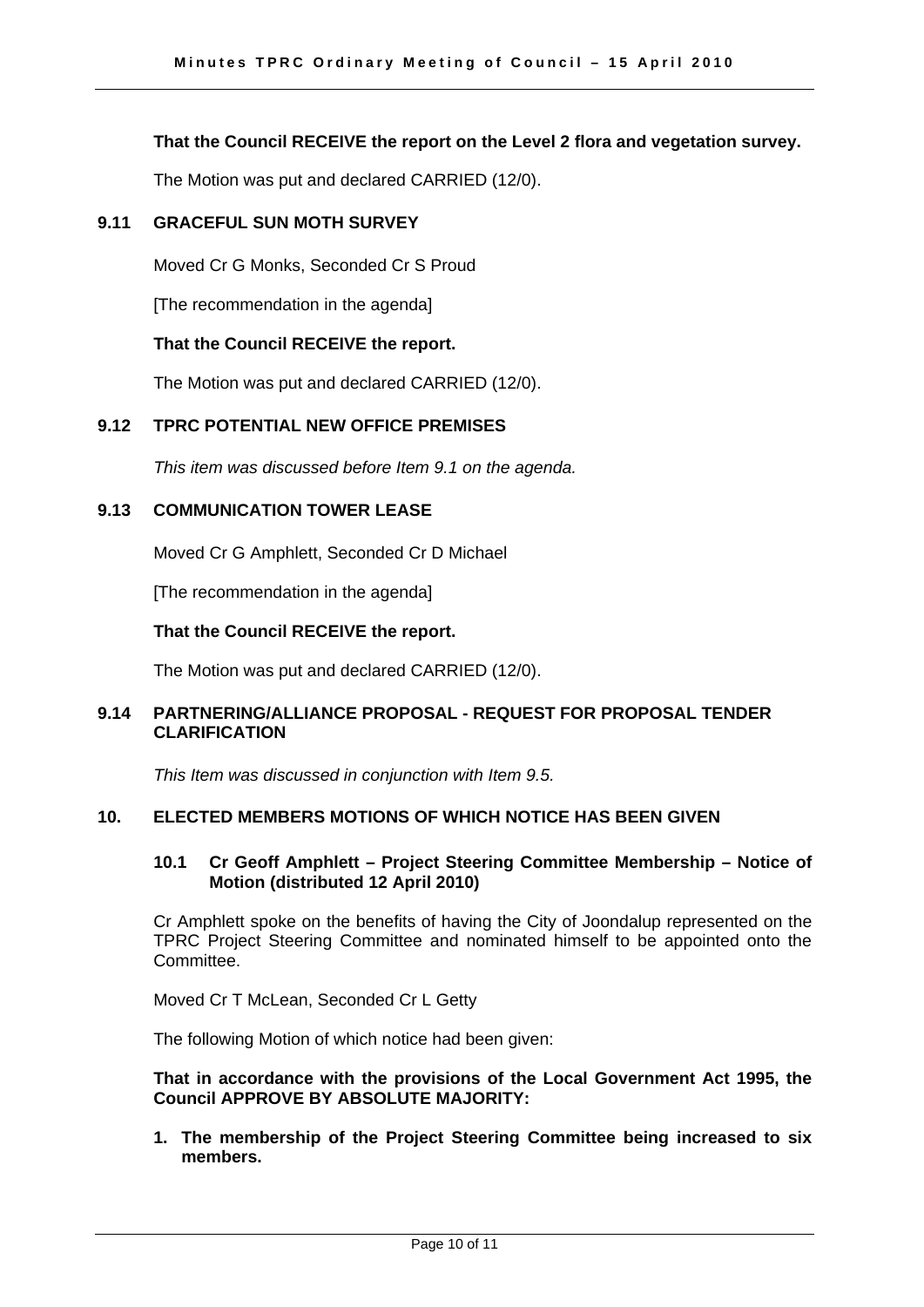**That the Council RECEIVE the report on the Level 2 flora and vegetation survey.**

The Motion was put and declared CARRIED (12/0).

### 9.11 GRACEFUL SUN MOTH SURVEY

Moved Cr G Monks, Seconded Cr S Proud

[The recommendation in the agenda]

**That the Council RECEIVE the report.**

The Motion was put and declared CARRIED (12/0).

### 9.12 TPRC POTENTIAL NEW OFFICE PREMISES

*This item was discussed before Item 9.1 on the agenda.*

### 9.13 COMMUNICATION TOWER LEASE

Moved Cr G Amphlett, Seconded Cr D Michael

[The recommendation in the agenda]

**That the Council RECEIVE the report.**

The Motion was put and declared CARRIED (12/0).

### 9.14 PARTNERING/ALLIANCE PROPOSAL - REQUEST FOR PROPOSAL TENDER CLARIFICATION

*This Item was discussed in conjunction with Item 9.5.*

## 10. ELECTED MEMBERS MOTIONS OF WHICH NOTICE HAS BEEN GIVEN

### 10.1 Cr Geoff Amphlett – Project Steering Committee Membership – Notice of Motion (distributed 12 April 2010)

Cr Amphlett spoke on the benefits of having the City of Joondalup represented on the TPRC Project Steering Committee and nominated himself to be appointed onto the Committee.

Moved Cr T McLean, Seconded Cr L Getty

The following Motion of which notice had been given:

**That in accordance with the provisions of the Local Government Act 1995, the Council APPROVE BY ABSOLUTE MAJORITY:**

1. **The membership of the Project Steering Committee being increased to six members.**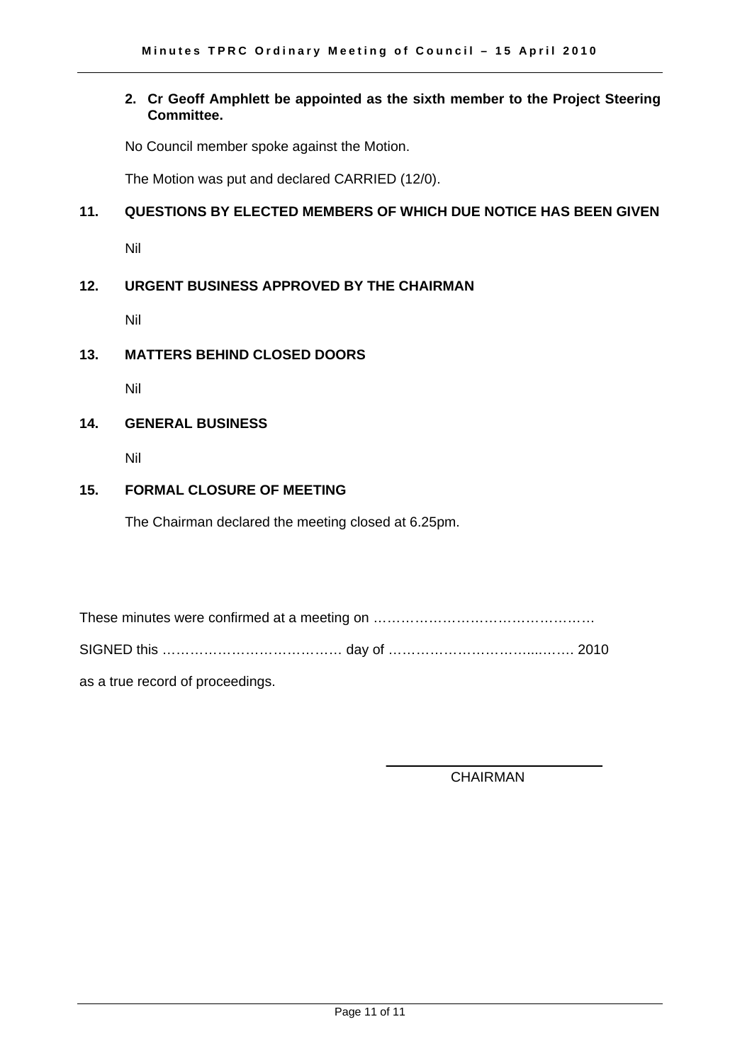**2. Cr Geoff Amphlett be appointed as the sixth member to the Project Steering Committee.**

No Council member spoke against the Motion.

The Motion was put and declared CARRIED (12/0).

## 11. QUESTIONS BY ELECTED MEMBERS OF WHICH DUE NOTICE HAS BEEN GIVEN

Nil

## 12. URGENT BUSINESS APPROVED BY THE CHAIRMAN

Nil

## 13. MATTERS BEHIND CLOSED DOORS

Nil

## 14. GENERAL BUSINESS

Nil

## 15. FORMAL CLOSURE OF MEETING

The Chairman declared the meeting closed at 6.25pm.

These minutes were confirmed at a meeting on …………………………………………

SIGNED this …………………………………. day of ……………………………...……. 2010

as a true record of proceedings.

CHAIRMAN